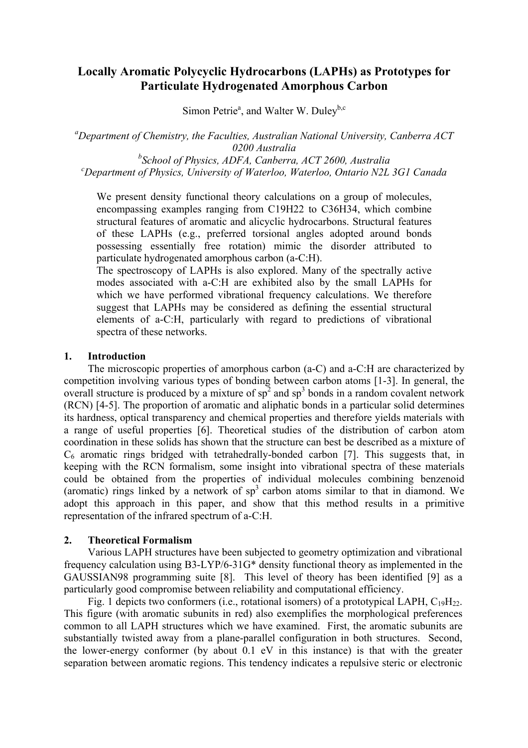# Locally Aromatic Polycyclic Hydrocarbons (LAPHs) as Prototypes for Particulate Hydrogenated Amorphous Carbon

Simon Petrie[a], and Walter W. Duley[b,c]

[a]*Department of Chemistry, the Faculties, Australian National University, Canberra ACT 0200 Australia*
[b]*School of Physics, ADFA, Canberra, ACT 2600, Australia*
[c]*Department of Physics, University of Waterloo, Waterloo, Ontario N2L 3G1 Canada*

We present density functional theory calculations on a group of molecules, encompassing examples ranging from C19H22 to C36H34, which combine structural features of aromatic and alicyclic hydrocarbons. Structural features of these LAPHs (e.g., preferred torsional angles adopted around bonds possessing essentially free rotation) mimic the disorder attributed to particulate hydrogenated amorphous carbon (a-C:H).
The spectroscopy of LAPHs is also explored. Many of the spectrally active modes associated with a-C:H are exhibited also by the small LAPHs for which we have performed vibrational frequency calculations. We therefore suggest that LAPHs may be considered as defining the essential structural elements of a-C:H, particularly with regard to predictions of vibrational spectra of these networks.

## 1. Introduction

The microscopic properties of amorphous carbon (a-C) and a-C:H are characterized by competition involving various types of bonding between carbon atoms [1-3]. In general, the overall structure is produced by a mixture of $sp^2$ and $sp^3$ bonds in a random covalent network (RCN) [4-5]. The proportion of aromatic and aliphatic bonds in a particular solid determines its hardness, optical transparency and chemical properties and therefore yields materials with a range of useful properties [6]. Theoretical studies of the distribution of carbon atom coordination in these solids has shown that the structure can best be described as a mixture of $C_6$ aromatic rings bridged with tetrahedrally-bonded carbon [7]. This suggests that, in keeping with the RCN formalism, some insight into vibrational spectra of these materials could be obtained from the properties of individual molecules combining benzenoid (aromatic) rings linked by a network of $sp^3$ carbon atoms similar to that in diamond. We adopt this approach in this paper, and show that this method results in a primitive representation of the infrared spectrum of a-C:H.

## 2. Theoretical Formalism

Various LAPH structures have been subjected to geometry optimization and vibrational frequency calculation using B3-LYP/6-31G* density functional theory as implemented in the GAUSSIAN98 programming suite [8]. This level of theory has been identified [9] as a particularly good compromise between reliability and computational efficiency.

Fig. 1 depicts two conformers (i.e., rotational isomers) of a prototypical LAPH, $C_{19}H_{22}$. This figure (with aromatic subunits in red) also exemplifies the morphological preferences common to all LAPH structures which we have examined. First, the aromatic subunits are substantially twisted away from a plane-parallel configuration in both structures. Second, the lower-energy conformer (by about 0.1 eV in this instance) is that with the greater separation between aromatic regions. This tendency indicates a repulsive steric or electronic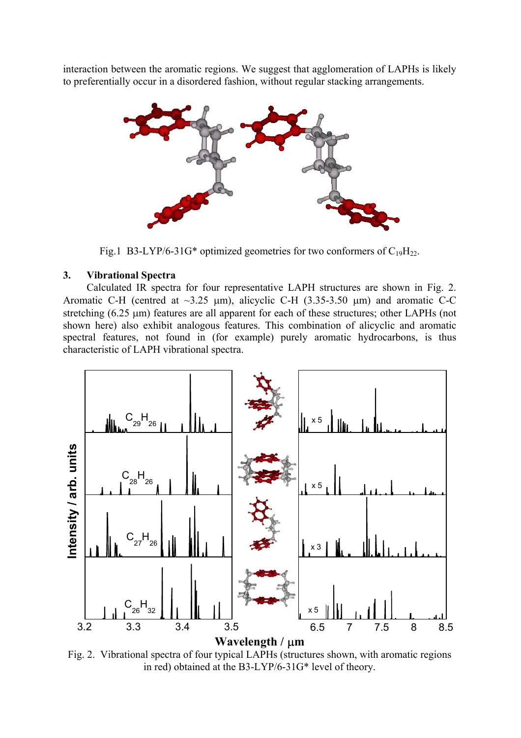interaction between the aromatic regions. We suggest that agglomeration of LAPHs is likely to preferentially occur in a disordered fashion, without regular stacking arrangements.

Fig.1 B3-LYP/6-31G* optimized geometries for two conformers of $C_{19}H_{22}$.

## 3. Vibrational Spectra

Calculated IR spectra for four representative LAPH structures are shown in Fig. 2. Aromatic C-H (centred at ~3.25 μm), alicyclic C-H (3.35-3.50 μm) and aromatic C-C stretching (6.25 μm) features are all apparent for each of these structures; other LAPHs (not shown here) also exhibit analogous features. This combination of alicyclic and aromatic spectral features, not found in (for example) purely aromatic hydrocarbons, is thus characteristic of LAPH vibrational spectra.

Fig. 2. Vibrational spectra of four typical LAPHs (structures shown, with aromatic regions in red) obtained at the B3-LYP/6-31G* level of theory.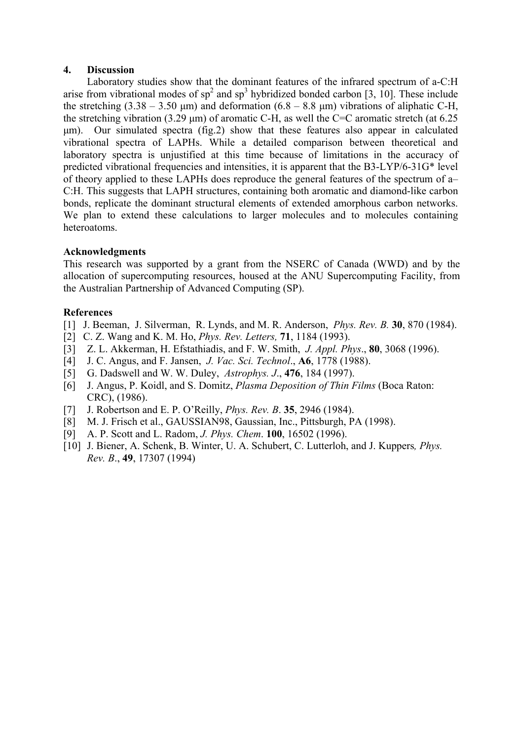## 4. Discussion

Laboratory studies show that the dominant features of the infrared spectrum of a-C:H arise from vibrational modes of $sp^2$ and $sp^3$ hybridized bonded carbon [3, 10]. These include the stretching (3.38 – 3.50 μm) and deformation (6.8 – 8.8 μm) vibrations of aliphatic C-H, the stretching vibration (3.29 μm) of aromatic C-H, as well the C=C aromatic stretch (at 6.25 μm). Our simulated spectra (fig.2) show that these features also appear in calculated vibrational spectra of LAPHs. While a detailed comparison between theoretical and laboratory spectra is unjustified at this time because of limitations in the accuracy of predicted vibrational frequencies and intensities, it is apparent that the B3-LYP/6-31G* level of theory applied to these LAPHs does reproduce the general features of the spectrum of a–C:H. This suggests that LAPH structures, containing both aromatic and diamond-like carbon bonds, replicate the dominant structural elements of extended amorphous carbon networks. We plan to extend these calculations to larger molecules and to molecules containing heteroatoms.

**Acknowledgments**

This research was supported by a grant from the NSERC of Canada (WWD) and by the allocation of supercomputing resources, housed at the ANU Supercomputing Facility, from the Australian Partnership of Advanced Computing (SP).

**References**

[1] J. Beeman, J. Silverman, R. Lynds, and M. R. Anderson, *Phys. Rev. B.* **30**, 870 (1984).
[2] C. Z. Wang and K. M. Ho, *Phys. Rev. Letters,* **71**, 1184 (1993).
[3] Z. L. Akkerman, H. Efstathiadis, and F. W. Smith, *J. Appl. Phys*., **80**, 3068 (1996).
[4] J. C. Angus, and F. Jansen, *J. Vac. Sci. Technol*., **A6**, 1778 (1988).
[5] G. Dadswell and W. W. Duley, *Astrophys. J*., **476**, 184 (1997).
[6] J. Angus, P. Koidl, and S. Domitz, *Plasma Deposition of Thin Films* (Boca Raton: CRC), (1986).
[7] J. Robertson and E. P. O'Reilly, *Phys. Rev. B*. **35**, 2946 (1984).
[8] M. J. Frisch et al., GAUSSIAN98, Gaussian, Inc., Pittsburgh, PA (1998).
[9] A. P. Scott and L. Radom, *J. Phys. Chem*. **100**, 16502 (1996).
[10] J. Biener, A. Schenk, B. Winter, U. A. Schubert, C. Lutterloh, and J. Kuppers*, Phys. Rev. B*., **49**, 17307 (1994)